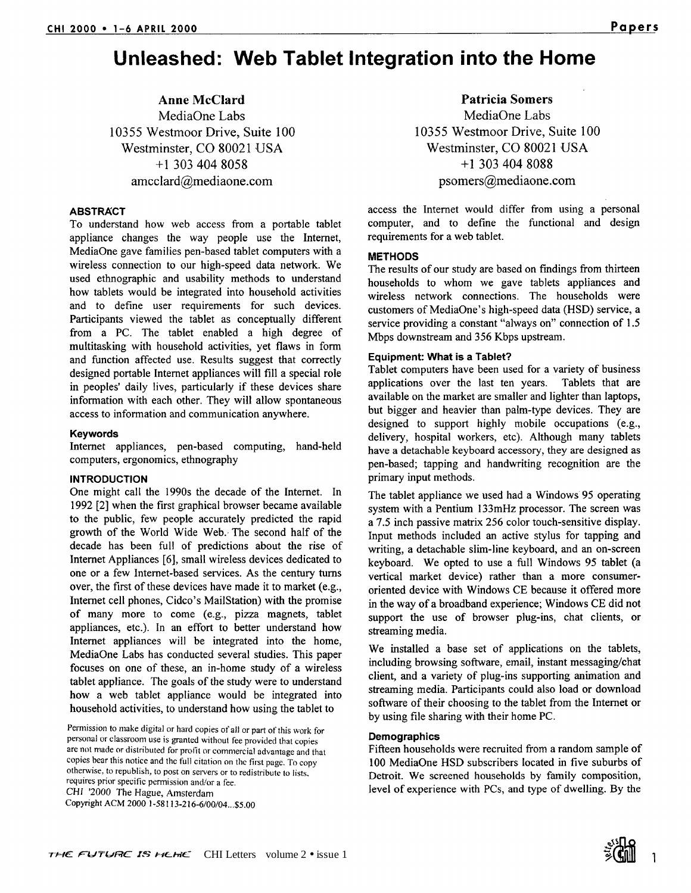# Unleashed: Web Tablet Integration into the Home

**Anne McClard**
MediaOne Labs
10355 Westmoor Drive, Suite 100
Westminster, CO 80021 USA
+1 303 404 8058
amcclard@mediaone.com

**Patricia Somers**
MediaOne Labs
10355 Westmoor Drive, Suite 100
Westminster, CO 80021 USA
+1 303 404 8088
psomers@mediaone.com

### ABSTRACT

To understand how web access from a portable tablet appliance changes the way people use the Internet, MediaOne gave families pen-based tablet computers with a wireless connection to our high-speed data network. We used ethnographic and usability methods to understand how tablets would be integrated into household activities and to define user requirements for such devices. Participants viewed the tablet as conceptually different from a PC. The tablet enabled a high degree of multitasking with household activities, yet flaws in form and function affected use. Results suggest that correctly designed portable Internet appliances will fill a special role in peoples' daily lives, particularly if these devices share information with each other. They will allow spontaneous access to information and communication anywhere.

#### Keywords

Internet appliances, pen-based computing, hand-held computers, ergonomics, ethnography

### INTRODUCTION

One might call the 1990s the decade of the Internet. In 1992 [2] when the first graphical browser became available to the public, few people accurately predicted the rapid growth of the World Wide Web. The second half of the decade has been full of predictions about the rise of Internet Appliances [6], small wireless devices dedicated to one or a few Internet-based services. As the century turns over, the first of these devices have made it to market (e.g., Internet cell phones, Cidco's MailStation) with the promise of many more to come (e.g., pizza magnets, tablet appliances, etc.). In an effort to better understand how Internet appliances will be integrated into the home, MediaOne Labs has conducted several studies. This paper focuses on one of these, an in-home study of a wireless tablet appliance. The goals of the study were to understand how a web tablet appliance would be integrated into household activities, to understand how using the tablet to access the Internet would differ from using a personal computer, and to define the functional and design requirements for a web tablet.

Permission to make digital or hard copies of all or part of this work for personal or classroom use is granted without fee provided that copies are not made or distributed for profit or commercial advantage and that copies bear this notice and the full citation on the first page. To copy otherwise, to republish, to post on servers or to redistribute to lists, requires prior specific permission and/or a fee.
CHI '2000 The Hague, Amsterdam
Copyright ACM 2000 1-58113-216-6/00/04...$5.00

### METHODS

The results of our study are based on findings from thirteen households to whom we gave tablets appliances and wireless network connections. The households were customers of MediaOne's high-speed data (HSD) service, a service providing a constant "always on" connection of 1.5 Mbps downstream and 356 Kbps upstream.

#### Equipment: What is a Tablet?

Tablet computers have been used for a variety of business applications over the last ten years. Tablets that are available on the market are smaller and lighter than laptops, but bigger and heavier than palm-type devices. They are designed to support highly mobile occupations (e.g., delivery, hospital workers, etc). Although many tablets have a detachable keyboard accessory, they are designed as pen-based; tapping and handwriting recognition are the primary input methods.

The tablet appliance we used had a Windows 95 operating system with a Pentium 133mHz processor. The screen was a 7.5 inch passive matrix 256 color touch-sensitive display. Input methods included an active stylus for tapping and writing, a detachable slim-line keyboard, and an on-screen keyboard. We opted to use a full Windows 95 tablet (a vertical market device) rather than a more consumer-oriented device with Windows CE because it offered more in the way of a broadband experience; Windows CE did not support the use of browser plug-ins, chat clients, or streaming media.

We installed a base set of applications on the tablets, including browsing software, email, instant messaging/chat client, and a variety of plug-ins supporting animation and streaming media. Participants could also load or download software of their choosing to the tablet from the Internet or by using file sharing with their home PC.

#### Demographics

Fifteen households were recruited from a random sample of 100 MediaOne HSD subscribers located in five suburbs of Detroit. We screened households by family composition, level of experience with PCs, and type of dwelling. By the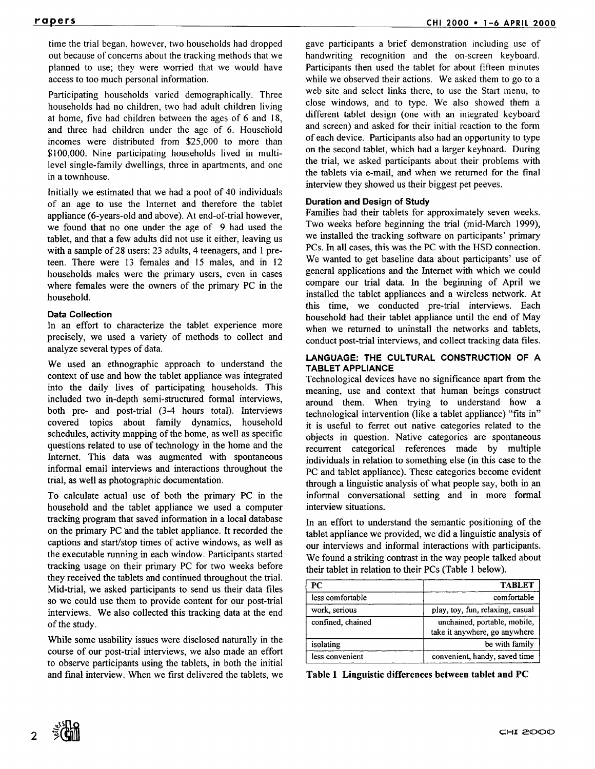time the trial began, however, two households had dropped out because of concerns about the tracking methods that we planned to use; they were worried that we would have access to too much personal information.

Participating households varied demographically. Three households had no children, two had adult children living at home, five had children between the ages of 6 and 18, and three had children under the age of 6. Household incomes were distributed from $25,000 to more than $100,000. Nine participating households lived in multi-level single-family dwellings, three in apartments, and one in a townhouse.

Initially we estimated that we had a pool of 40 individuals of an age to use the Internet and therefore the tablet appliance (6-years-old and above). At end-of-trial however, we found that no one under the age of 9 had used the tablet, and that a few adults did not use it either, leaving us with a sample of 28 users: 23 adults, 4 teenagers, and 1 pre-teen. There were 13 females and 15 males, and in 12 households males were the primary users, even in cases where females were the owners of the primary PC in the household.

### Data Collection

In an effort to characterize the tablet experience more precisely, we used a variety of methods to collect and analyze several types of data.

We used an ethnographic approach to understand the context of use and how the tablet appliance was integrated into the daily lives of participating households. This included two in-depth semi-structured formal interviews, both pre- and post-trial (3-4 hours total). Interviews covered topics about family dynamics, household schedules, activity mapping of the home, as well as specific questions related to use of technology in the home and the Internet. This data was augmented with spontaneous informal email interviews and interactions throughout the trial, as well as photographic documentation.

To calculate actual use of both the primary PC in the household and the tablet appliance we used a computer tracking program that saved information in a local database on the primary PC and the tablet appliance. It recorded the captions and start/stop times of active windows, as well as the executable running in each window. Participants started tracking usage on their primary PC for two weeks before they received the tablets and continued throughout the trial. Mid-trial, we asked participants to send us their data files so we could use them to provide content for our post-trial interviews. We also collected this tracking data at the end of the study.

While some usability issues were disclosed naturally in the course of our post-trial interviews, we also made an effort to observe participants using the tablets, in both the initial and final interview. When we first delivered the tablets, we gave participants a brief demonstration including use of handwriting recognition and the on-screen keyboard. Participants then used the tablet for about fifteen minutes while we observed their actions. We asked them to go to a web site and select links there, to use the Start menu, to close windows, and to type. We also showed them a different tablet design (one with an integrated keyboard and screen) and asked for their initial reaction to the form of each device. Participants also had an opportunity to type on the second tablet, which had a larger keyboard. During the trial, we asked participants about their problems with the tablets via e-mail, and when we returned for the final interview they showed us their biggest pet peeves.

### Duration and Design of Study

Families had their tablets for approximately seven weeks. Two weeks before beginning the trial (mid-March 1999), we installed the tracking software on participants' primary PCs. In all cases, this was the PC with the HSD connection. We wanted to get baseline data about participants' use of general applications and the Internet with which we could compare our trial data. In the beginning of April we installed the tablet appliances and a wireless network. At this time, we conducted pre-trial interviews. Each household had their tablet appliance until the end of May when we returned to uninstall the networks and tablets, conduct post-trial interviews, and collect tracking data files.

## LANGUAGE: THE CULTURAL CONSTRUCTION OF A TABLET APPLIANCE

Technological devices have no significance apart from the meaning, use and context that human beings construct around them. When trying to understand how a technological intervention (like a tablet appliance) "fits in" it is useful to ferret out native categories related to the objects in question. Native categories are spontaneous recurrent categorical references made by multiple individuals in relation to something else (in this case to the PC and tablet appliance). These categories become evident through a linguistic analysis of what people say, both in an informal conversational setting and in more formal interview situations.

In an effort to understand the semantic positioning of the tablet appliance we provided, we did a linguistic analysis of our interviews and informal interactions with participants. We found a striking contrast in the way people talked about their tablet in relation to their PCs (Table 1 below).

| PC | TABLET |
|---|---|
| less comfortable | comfortable |
| work, serious | play, toy, fun, relaxing, casual |
| confined, chained | unchained, portable, mobile, take it anywhere, go anywhere |
| isolating | be with family |
| less convenient | convenient, handy, saved time |

**Table 1 Linguistic differences between tablet and PC**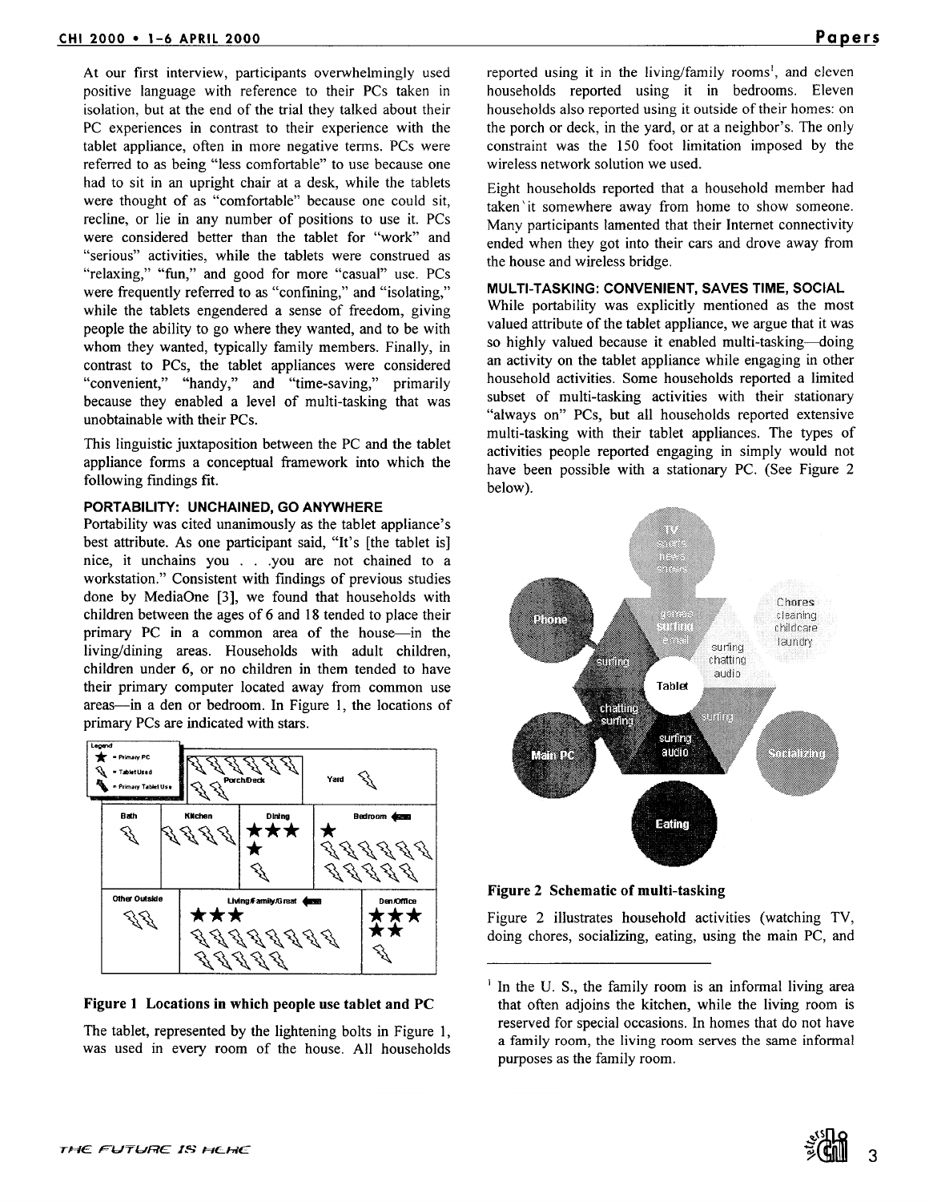At our first interview, participants overwhelmingly used positive language with reference to their PCs taken in isolation, but at the end of the trial they talked about their PC experiences in contrast to their experience with the tablet appliance, often in more negative terms. PCs were referred to as being "less comfortable" to use because one had to sit in an upright chair at a desk, while the tablets were thought of as "comfortable" because one could sit, recline, or lie in any number of positions to use it. PCs were considered better than the tablet for "work" and "serious" activities, while the tablets were construed as "relaxing," "fun," and good for more "casual" use. PCs were frequently referred to as "confining," and "isolating," while the tablets engendered a sense of freedom, giving people the ability to go where they wanted, and to be with whom they wanted, typically family members. Finally, in contrast to PCs, the tablet appliances were considered "convenient," "handy," and "time-saving," primarily because they enabled a level of multi-tasking that was unobtainable with their PCs.

This linguistic juxtaposition between the PC and the tablet appliance forms a conceptual framework into which the following findings fit.

### PORTABILITY: UNCHAINED, GO ANYWHERE

Portability was cited unanimously as the tablet appliance's best attribute. As one participant said, "It's [the tablet is] nice, it unchains you . . .you are not chained to a workstation." Consistent with findings of previous studies done by MediaOne [3], we found that households with children between the ages of 6 and 18 tended to place their primary PC in a common area of the house—in the living/dining areas. Households with adult children, children under 6, or no children in them tended to have their primary computer located away from common use areas—in a den or bedroom. In Figure 1, the locations of primary PCs are indicated with stars.

**Figure 1 Locations in which people use tablet and PC**

The tablet, represented by the lightening bolts in Figure 1, was used in every room of the house. All households reported using it in the living/family rooms[1], and eleven households reported using it in bedrooms. Eleven households also reported using it outside of their homes: on the porch or deck, in the yard, or at a neighbor's. The only constraint was the 150 foot limitation imposed by the wireless network solution we used.

Eight households reported that a household member had taken it somewhere away from home to show someone. Many participants lamented that their Internet connectivity ended when they got into their cars and drove away from the house and wireless bridge.

### MULTI-TASKING: CONVENIENT, SAVES TIME, SOCIAL

While portability was explicitly mentioned as the most valued attribute of the tablet appliance, we argue that it was so highly valued because it enabled multi-tasking—doing an activity on the tablet appliance while engaging in other household activities. Some households reported a limited subset of multi-tasking activities with their stationary "always on" PCs, but all households reported extensive multi-tasking with their tablet appliances. The types of activities people reported engaging in simply would not have been possible with a stationary PC. (See Figure 2 below).

**Figure 2 Schematic of multi-tasking**

Figure 2 illustrates household activities (watching TV, doing chores, socializing, eating, using the main PC, and

[1] In the U. S., the family room is an informal living area that often adjoins the kitchen, while the living room is reserved for special occasions. In homes that do not have a family room, the living room serves the same informal purposes as the family room.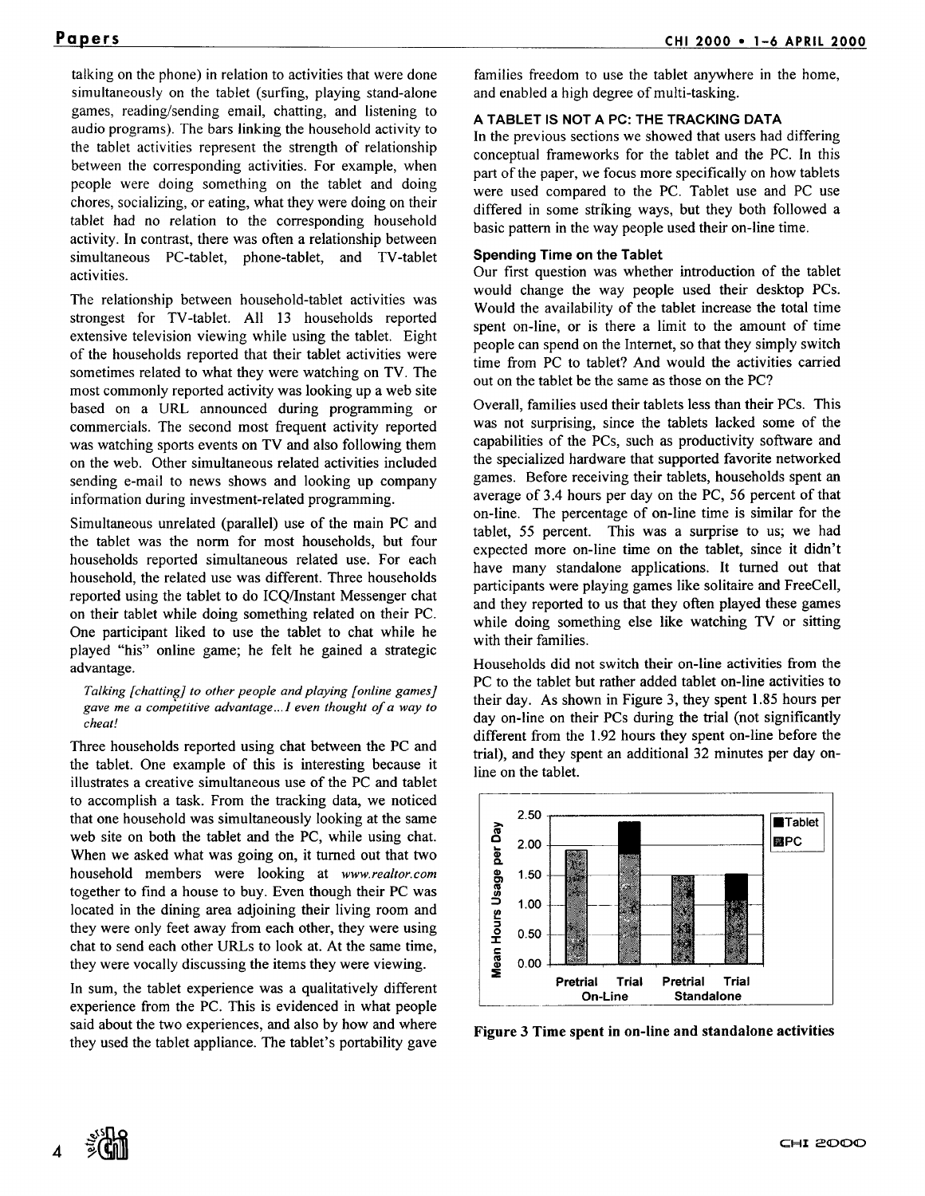talking on the phone) in relation to activities that were done simultaneously on the tablet (surfing, playing stand-alone games, reading/sending email, chatting, and listening to audio programs). The bars linking the household activity to the tablet activities represent the strength of relationship between the corresponding activities. For example, when people were doing something on the tablet and doing chores, socializing, or eating, what they were doing on their tablet had no relation to the corresponding household activity. In contrast, there was often a relationship between simultaneous PC-tablet, phone-tablet, and TV-tablet activities.

The relationship between household-tablet activities was strongest for TV-tablet. All 13 households reported extensive television viewing while using the tablet. Eight of the households reported that their tablet activities were sometimes related to what they were watching on TV. The most commonly reported activity was looking up a web site based on a URL announced during programming or commercials. The second most frequent activity reported was watching sports events on TV and also following them on the web. Other simultaneous related activities included sending e-mail to news shows and looking up company information during investment-related programming.

Simultaneous unrelated (parallel) use of the main PC and the tablet was the norm for most households, but four households reported simultaneous related use. For each household, the related use was different. Three households reported using the tablet to do ICQ/Instant Messenger chat on their tablet while doing something related on their PC. One participant liked to use the tablet to chat while he played "his" online game; he felt he gained a strategic advantage.

> *Talking [chatting] to other people and playing [online games] gave me a competitive advantage...I even thought of a way to cheat!*

Three households reported using chat between the PC and the tablet. One example of this is interesting because it illustrates a creative simultaneous use of the PC and tablet to accomplish a task. From the tracking data, we noticed that one household was simultaneously looking at the same web site on both the tablet and the PC, while using chat. When we asked what was going on, it turned out that two household members were looking at *www.realtor.com* together to find a house to buy. Even though their PC was located in the dining area adjoining their living room and they were only feet away from each other, they were using chat to send each other URLs to look at. At the same time, they were vocally discussing the items they were viewing.

In sum, the tablet experience was a qualitatively different experience from the PC. This is evidenced in what people said about the two experiences, and also by how and where they used the tablet appliance. The tablet's portability gave families freedom to use the tablet anywhere in the home, and enabled a high degree of multi-tasking.

## A TABLET IS NOT A PC: THE TRACKING DATA

In the previous sections we showed that users had differing conceptual frameworks for the tablet and the PC. In this part of the paper, we focus more specifically on how tablets were used compared to the PC. Tablet use and PC use differed in some striking ways, but they both followed a basic pattern in the way people used their on-line time.

### Spending Time on the Tablet

Our first question was whether introduction of the tablet would change the way people used their desktop PCs. Would the availability of the tablet increase the total time spent on-line, or is there a limit to the amount of time people can spend on the Internet, so that they simply switch time from PC to tablet? And would the activities carried out on the tablet be the same as those on the PC?

Overall, families used their tablets less than their PCs. This was not surprising, since the tablets lacked some of the capabilities of the PCs, such as productivity software and the specialized hardware that supported favorite networked games. Before receiving their tablets, households spent an average of 3.4 hours per day on the PC, 56 percent of that on-line. The percentage of on-line time is similar for the tablet, 55 percent. This was a surprise to us; we had expected more on-line time on the tablet, since it didn't have many standalone applications. It turned out that participants were playing games like solitaire and FreeCell, and they reported to us that they often played these games while doing something else like watching TV or sitting with their families.

Households did not switch their on-line activities from the PC to the tablet but rather added tablet on-line activities to their day. As shown in Figure 3, they spent 1.85 hours per day on-line on their PCs during the trial (not significantly different from the 1.92 hours they spent on-line before the trial), and they spent an additional 32 minutes per day on-line on the tablet.

Mean Hours Usage per Day
2.50
2.00
1.50
1.00
0.50
0.00
Pretrial Trial Pretrial Trial
On-Line Standalone
Tablet
PC

**Figure 3 Time spent in on-line and standalone activities**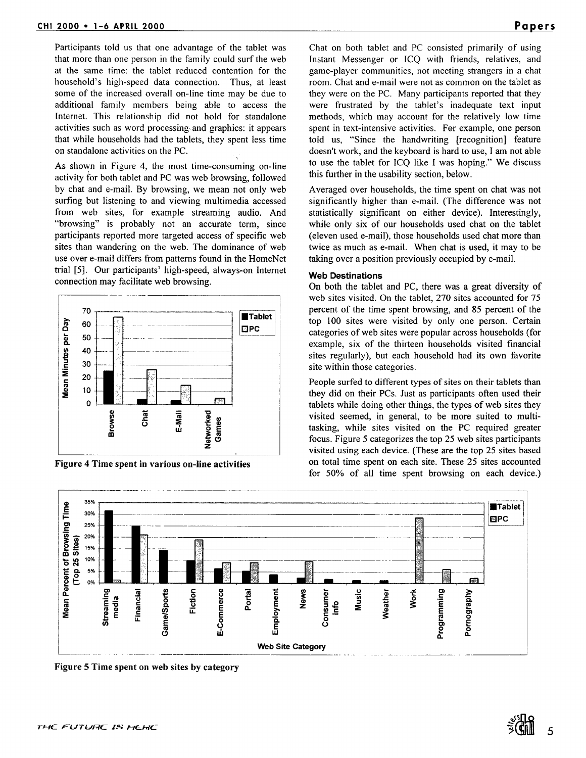Participants told us that one advantage of the tablet was that more than one person in the family could surf the web at the same time: the tablet reduced contention for the household's high-speed data connection. Thus, at least some of the increased overall on-line time may be due to additional family members being able to access the Internet. This relationship did not hold for standalone activities such as word processing and graphics: it appears that while households had the tablets, they spent less time on standalone activities on the PC.

As shown in Figure 4, the most time-consuming on-line activity for both tablet and PC was web browsing, followed by chat and e-mail. By browsing, we mean not only web surfing but listening to and viewing multimedia accessed from web sites, for example streaming audio. And "browsing" is probably not an accurate term, since participants reported more targeted access of specific web sites than wandering on the web. The dominance of web use over e-mail differs from patterns found in the HomeNet trial [5]. Our participants' high-speed, always-on Internet connection may facilitate web browsing.

**Figure 4 Time spent in various on-line activities**

Chat on both tablet and PC consisted primarily of using Instant Messenger or ICQ with friends, relatives, and game-player communities, not meeting strangers in a chat room. Chat and e-mail were not as common on the tablet as they were on the PC. Many participants reported that they were frustrated by the tablet's inadequate text input methods, which may account for the relatively low time spent in text-intensive activities. For example, one person told us, "Since the handwriting [recognition] feature doesn't work, and the keyboard is hard to use, I am not able to use the tablet for ICQ like I was hoping." We discuss this further in the usability section, below.

Averaged over households, the time spent on chat was not significantly higher than e-mail. (The difference was not statistically significant on either device). Interestingly, while only six of our households used chat on the tablet (eleven used e-mail), those households used chat more than twice as much as e-mail. When chat is used, it may to be taking over a position previously occupied by e-mail.

### Web Destinations

On both the tablet and PC, there was a great diversity of web sites visited. On the tablet, 270 sites accounted for 75 percent of the time spent browsing, and 85 percent of the top 100 sites were visited by only one person. Certain categories of web sites were popular across households (for example, six of the thirteen households visited financial sites regularly), but each household had its own favorite site within those categories.

People surfed to different types of sites on their tablets than they did on their PCs. Just as participants often used their tablets while doing other things, the types of web sites they visited seemed, in general, to be more suited to multi-tasking, while sites visited on the PC required greater focus. Figure 5 categorizes the top 25 web sites participants visited using each device. (These are the top 25 sites based on total time spent on each site. These 25 sites accounted for 50% of all time spent browsing on each device.)

**Figure 5 Time spent on web sites by category**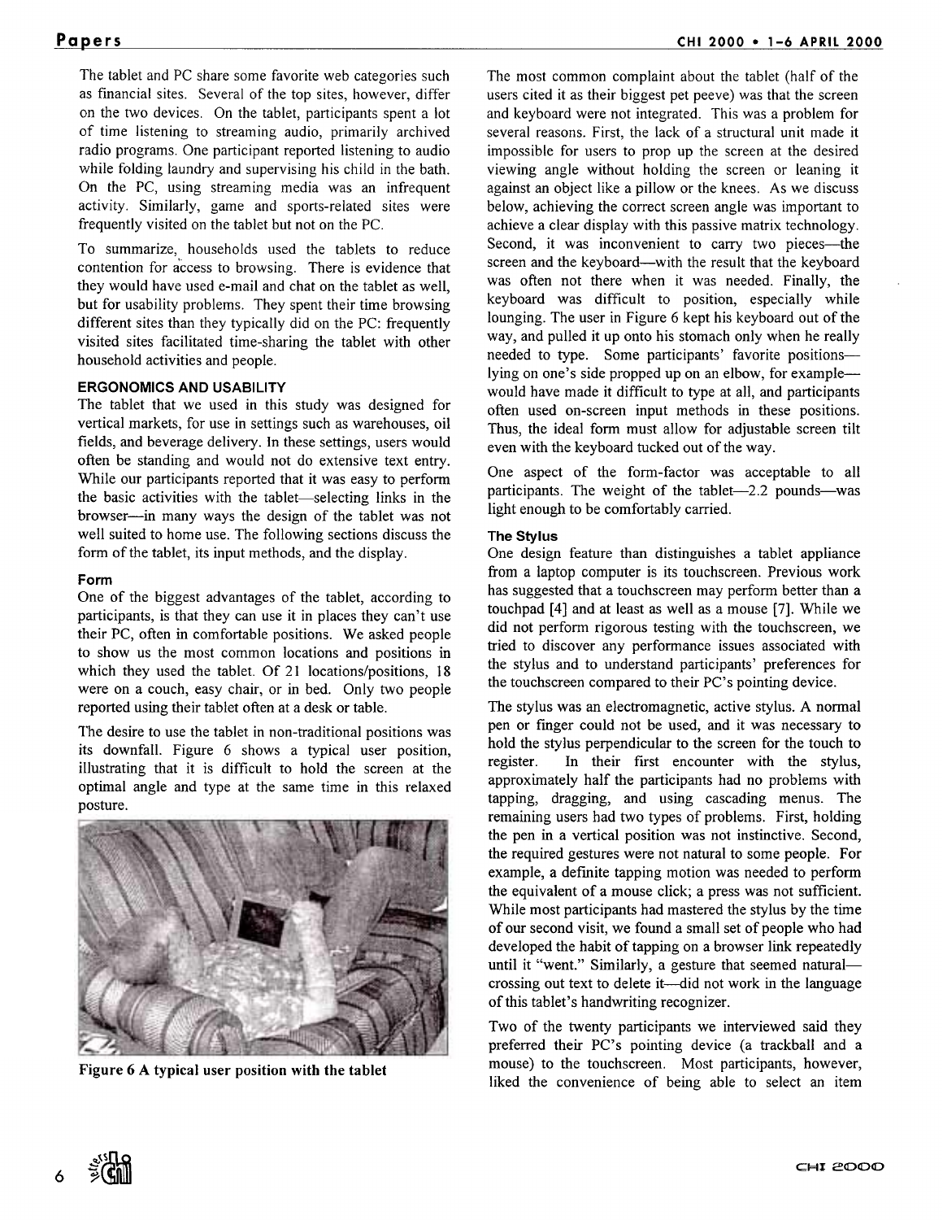The tablet and PC share some favorite web categories such as financial sites. Several of the top sites, however, differ on the two devices. On the tablet, participants spent a lot of time listening to streaming audio, primarily archived radio programs. One participant reported listening to audio while folding laundry and supervising his child in the bath. On the PC, using streaming media was an infrequent activity. Similarly, game and sports-related sites were frequently visited on the tablet but not on the PC.

To summarize, households used the tablets to reduce contention for access to browsing. There is evidence that they would have used e-mail and chat on the tablet as well, but for usability problems. They spent their time browsing different sites than they typically did on the PC: frequently visited sites facilitated time-sharing the tablet with other household activities and people.

### ERGONOMICS AND USABILITY

The tablet that we used in this study was designed for vertical markets, for use in settings such as warehouses, oil fields, and beverage delivery. In these settings, users would often be standing and would not do extensive text entry. While our participants reported that it was easy to perform the basic activities with the tablet—selecting links in the browser—in many ways the design of the tablet was not well suited to home use. The following sections discuss the form of the tablet, its input methods, and the display.

#### Form

One of the biggest advantages of the tablet, according to participants, is that they can use it in places they can't use their PC, often in comfortable positions. We asked people to show us the most common locations and positions in which they used the tablet. Of 21 locations/positions, 18 were on a couch, easy chair, or in bed. Only two people reported using their tablet often at a desk or table.

The desire to use the tablet in non-traditional positions was its downfall. Figure 6 shows a typical user position, illustrating that it is difficult to hold the screen at the optimal angle and type at the same time in this relaxed posture.

**Figure 6 A typical user position with the tablet**

The most common complaint about the tablet (half of the users cited it as their biggest pet peeve) was that the screen and keyboard were not integrated. This was a problem for several reasons. First, the lack of a structural unit made it impossible for users to prop up the screen at the desired viewing angle without holding the screen or leaning it against an object like a pillow or the knees. As we discuss below, achieving the correct screen angle was important to achieve a clear display with this passive matrix technology. Second, it was inconvenient to carry two pieces—the screen and the keyboard—with the result that the keyboard was often not there when it was needed. Finally, the keyboard was difficult to position, especially while lounging. The user in Figure 6 kept his keyboard out of the way, and pulled it up onto his stomach only when he really needed to type. Some participants' favorite positions—lying on one's side propped up on an elbow, for example—would have made it difficult to type at all, and participants often used on-screen input methods in these positions. Thus, the ideal form must allow for adjustable screen tilt even with the keyboard tucked out of the way.

One aspect of the form-factor was acceptable to all participants. The weight of the tablet—2.2 pounds—was light enough to be comfortably carried.

#### The Stylus

One design feature than distinguishes a tablet appliance from a laptop computer is its touchscreen. Previous work has suggested that a touchscreen may perform better than a touchpad [4] and at least as well as a mouse [7]. While we did not perform rigorous testing with the touchscreen, we tried to discover any performance issues associated with the stylus and to understand participants' preferences for the touchscreen compared to their PC's pointing device.

The stylus was an electromagnetic, active stylus. A normal pen or finger could not be used, and it was necessary to hold the stylus perpendicular to the screen for the touch to register. In their first encounter with the stylus, approximately half the participants had no problems with tapping, dragging, and using cascading menus. The remaining users had two types of problems. First, holding the pen in a vertical position was not instinctive. Second, the required gestures were not natural to some people. For example, a definite tapping motion was needed to perform the equivalent of a mouse click; a press was not sufficient. While most participants had mastered the stylus by the time of our second visit, we found a small set of people who had developed the habit of tapping on a browser link repeatedly until it "went." Similarly, a gesture that seemed natural—crossing out text to delete it—did not work in the language of this tablet's handwriting recognizer.

Two of the twenty participants we interviewed said they preferred their PC's pointing device (a trackball and a mouse) to the touchscreen. Most participants, however, liked the convenience of being able to select an item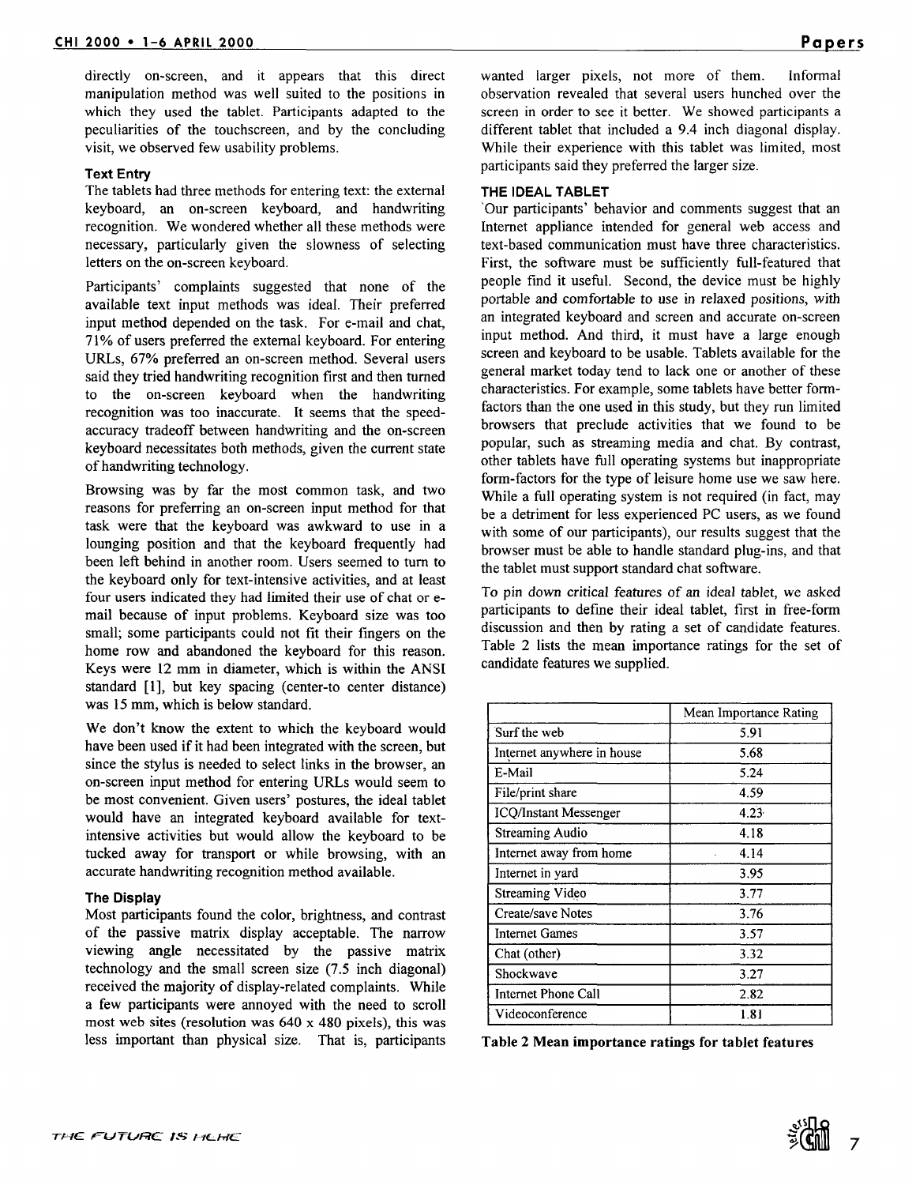directly on-screen, and it appears that this direct manipulation method was well suited to the positions in which they used the tablet. Participants adapted to the peculiarities of the touchscreen, and by the concluding visit, we observed few usability problems.

### Text Entry

The tablets had three methods for entering text: the external keyboard, an on-screen keyboard, and handwriting recognition. We wondered whether all these methods were necessary, particularly given the slowness of selecting letters on the on-screen keyboard.

Participants' complaints suggested that none of the available text input methods was ideal. Their preferred input method depended on the task. For e-mail and chat, 71% of users preferred the external keyboard. For entering URLs, 67% preferred an on-screen method. Several users said they tried handwriting recognition first and then turned to the on-screen keyboard when the handwriting recognition was too inaccurate. It seems that the speed-accuracy tradeoff between handwriting and the on-screen keyboard necessitates both methods, given the current state of handwriting technology.

Browsing was by far the most common task, and two reasons for preferring an on-screen input method for that task were that the keyboard was awkward to use in a lounging position and that the keyboard frequently had been left behind in another room. Users seemed to turn to the keyboard only for text-intensive activities, and at least four users indicated they had limited their use of chat or e-mail because of input problems. Keyboard size was too small; some participants could not fit their fingers on the home row and abandoned the keyboard for this reason. Keys were 12 mm in diameter, which is within the ANSI standard [1], but key spacing (center-to center distance) was 15 mm, which is below standard.

We don't know the extent to which the keyboard would have been used if it had been integrated with the screen, but since the stylus is needed to select links in the browser, an on-screen input method for entering URLs would seem to be most convenient. Given users' postures, the ideal tablet would have an integrated keyboard available for text-intensive activities but would allow the keyboard to be tucked away for transport or while browsing, with an accurate handwriting recognition method available.

### The Display

Most participants found the color, brightness, and contrast of the passive matrix display acceptable. The narrow viewing angle necessitated by the passive matrix technology and the small screen size (7.5 inch diagonal) received the majority of display-related complaints. While a few participants were annoyed with the need to scroll most web sites (resolution was 640 x 480 pixels), this was less important than physical size. That is, participants wanted larger pixels, not more of them. Informal observation revealed that several users hunched over the screen in order to see it better. We showed participants a different tablet that included a 9.4 inch diagonal display. While their experience with this tablet was limited, most participants said they preferred the larger size.

## THE IDEAL TABLET

Our participants' behavior and comments suggest that an Internet appliance intended for general web access and text-based communication must have three characteristics. First, the software must be sufficiently full-featured that people find it useful. Second, the device must be highly portable and comfortable to use in relaxed positions, with an integrated keyboard and screen and accurate on-screen input method. And third, it must have a large enough screen and keyboard to be usable. Tablets available for the general market today tend to lack one or another of these characteristics. For example, some tablets have better form-factors than the one used in this study, but they run limited browsers that preclude activities that we found to be popular, such as streaming media and chat. By contrast, other tablets have full operating systems but inappropriate form-factors for the type of leisure home use we saw here. While a full operating system is not required (in fact, may be a detriment for less experienced PC users, as we found with some of our participants), our results suggest that the browser must be able to handle standard plug-ins, and that the tablet must support standard chat software.

To pin down critical features of an ideal tablet, we asked participants to define their ideal tablet, first in free-form discussion and then by rating a set of candidate features. Table 2 lists the mean importance ratings for the set of candidate features we supplied.

| | Mean Importance Rating |
|---|---|
| Surf the web | 5.91 |
| Internet anywhere in house | 5.68 |
| E-Mail | 5.24 |
| File/print share | 4.59 |
| ICQ/Instant Messenger | 4.23 |
| Streaming Audio | 4.18 |
| Internet away from home | 4.14 |
| Internet in yard | 3.95 |
| Streaming Video | 3.77 |
| Create/save Notes | 3.76 |
| Internet Games | 3.57 |
| Chat (other) | 3.32 |
| Shockwave | 3.27 |
| Internet Phone Call | 2.82 |
| Videoconference | 1.81 |

**Table 2 Mean importance ratings for tablet features**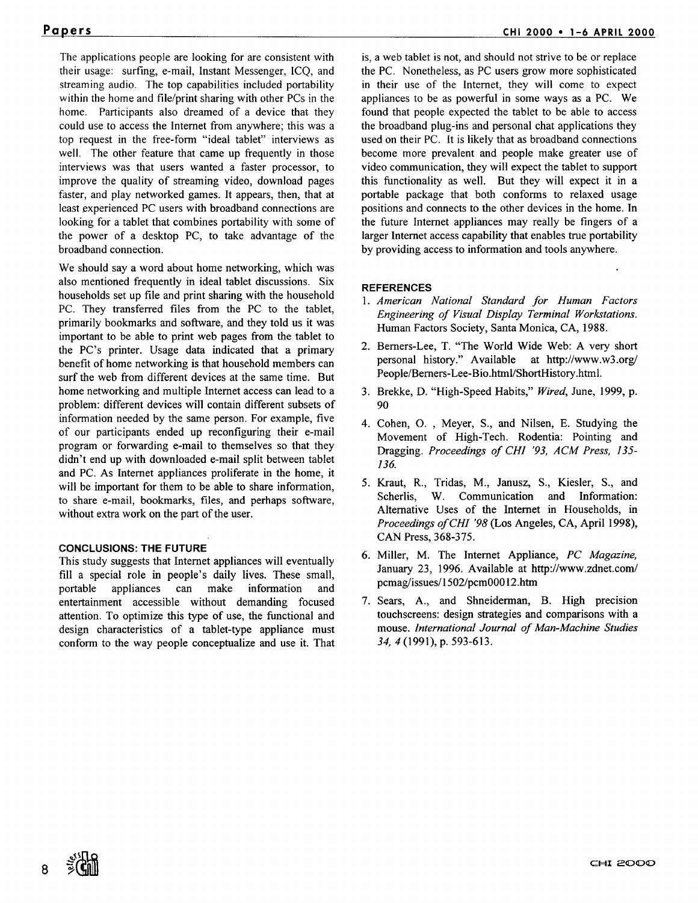The applications people are looking for are consistent with their usage: surfing, e-mail, Instant Messenger, ICQ, and streaming audio. The top capabilities included portability within the home and file/print sharing with other PCs in the home. Participants also dreamed of a device that they could use to access the Internet from anywhere; this was a top request in the free-form "ideal tablet" interviews as well. The other feature that came up frequently in those interviews was that users wanted a faster processor, to improve the quality of streaming video, download pages faster, and play networked games. It appears, then, that at least experienced PC users with broadband connections are looking for a tablet that combines portability with some of the power of a desktop PC, to take advantage of the broadband connection.

We should say a word about home networking, which was also mentioned frequently in ideal tablet discussions. Six households set up file and print sharing with the household PC. They transferred files from the PC to the tablet, primarily bookmarks and software, and they told us it was important to be able to print web pages from the tablet to the PC's printer. Usage data indicated that a primary benefit of home networking is that household members can surf the web from different devices at the same time. But home networking and multiple Internet access can lead to a problem: different devices will contain different subsets of information needed by the same person. For example, five of our participants ended up reconfiguring their e-mail program or forwarding e-mail to themselves so that they didn't end up with downloaded e-mail split between tablet and PC. As Internet appliances proliferate in the home, it will be important for them to be able to share information, to share e-mail, bookmarks, files, and perhaps software, without extra work on the part of the user.

## CONCLUSIONS: THE FUTURE

This study suggests that Internet appliances will eventually fill a special role in people's daily lives. These small, portable appliances can make information and entertainment accessible without demanding focused attention. To optimize this type of use, the functional and design characteristics of a tablet-type appliance must conform to the way people conceptualize and use it. That is, a web tablet is not, and should not strive to be or replace the PC. Nonetheless, as PC users grow more sophisticated in their use of the Internet, they will come to expect appliances to be as powerful in some ways as a PC. We found that people expected the tablet to be able to access the broadband plug-ins and personal chat applications they used on their PC. It is likely that as broadband connections become more prevalent and people make greater use of video communication, they will expect the tablet to support this functionality as well. But they will expect it in a portable package that both conforms to relaxed usage positions and connects to the other devices in the home. In the future Internet appliances may really be fingers of a larger Internet access capability that enables true portability by providing access to information and tools anywhere.

## REFERENCES

1. *American National Standard for Human Factors Engineering of Visual Display Terminal Workstations.* Human Factors Society, Santa Monica, CA, 1988.
2. Berners-Lee, T. "The World Wide Web: A very short personal history." Available at http://www.w3.org/People/Berners-Lee-Bio.html/ShortHistory.html.
3. Brekke, D. "High-Speed Habits," *Wired*, June, 1999, p. 90
4. Cohen, O. , Meyer, S., and Nilsen, E. Studying the Movement of High-Tech. Rodentia: Pointing and Dragging. *Proceedings of CHI '93, ACM Press, 135-136.*
5. Kraut, R., Tridas, M., Janusz, S., Kiesler, S., and Scherlis, W. Communication and Information: Alternative Uses of the Internet in Households, in *Proceedings of CHI '98* (Los Angeles, CA, April 1998), CAN Press, 368-375.
6. Miller, M. The Internet Appliance, *PC Magazine,* January 23, 1996. Available at http://www.zdnet.com/pcmag/issues/1502/pcm00012.htm
7. Sears, A., and Shneiderman, B. High precision touchscreens: design strategies and comparisons with a mouse. *International Journal of Man-Machine Studies 34, 4* (1991), p. 593-613.